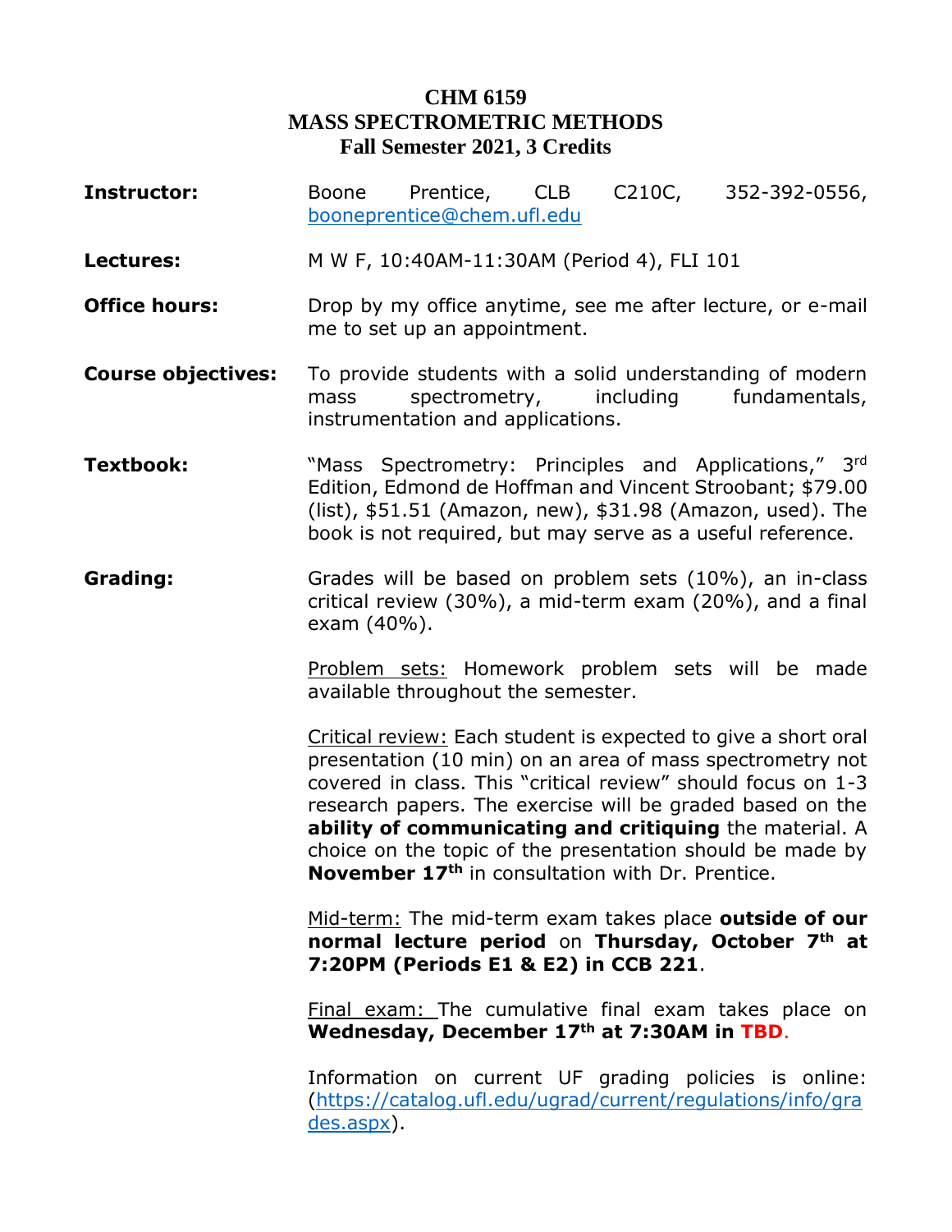# CHM 6159
# MASS SPECTROMETRIC METHODS
## Fall Semester 2021, 3 Credits

**Instructor:** Boone Prentice, CLB C210C, 352-392-0556, booneprentice@chem.ufl.edu

**Lectures:** M W F, 10:40AM-11:30AM (Period 4), FLI 101

**Office hours:** Drop by my office anytime, see me after lecture, or e-mail me to set up an appointment.

**Course objectives:** To provide students with a solid understanding of modern mass spectrometry, including fundamentals, instrumentation and applications.

**Textbook:** "Mass Spectrometry: Principles and Applications," 3rd Edition, Edmond de Hoffman and Vincent Stroobant; $79.00 (list), $51.51 (Amazon, new), $31.98 (Amazon, used). The book is not required, but may serve as a useful reference.

**Grading:** Grades will be based on problem sets (10%), an in-class critical review (30%), a mid-term exam (20%), and a final exam (40%).

Problem sets: Homework problem sets will be made available throughout the semester.

Critical review: Each student is expected to give a short oral presentation (10 min) on an area of mass spectrometry not covered in class. This "critical review" should focus on 1-3 research papers. The exercise will be graded based on the **ability of communicating and critiquing** the material. A choice on the topic of the presentation should be made by **November 17th** in consultation with Dr. Prentice.

Mid-term: The mid-term exam takes place **outside of our normal lecture period** on **Thursday, October 7th at 7:20PM (Periods E1 & E2) in CCB 221**.

Final exam: The cumulative final exam takes place on **Wednesday, December 17th at 7:30AM in TBD**.

Information on current UF grading policies is online: (https://catalog.ufl.edu/ugrad/current/regulations/info/grades.aspx).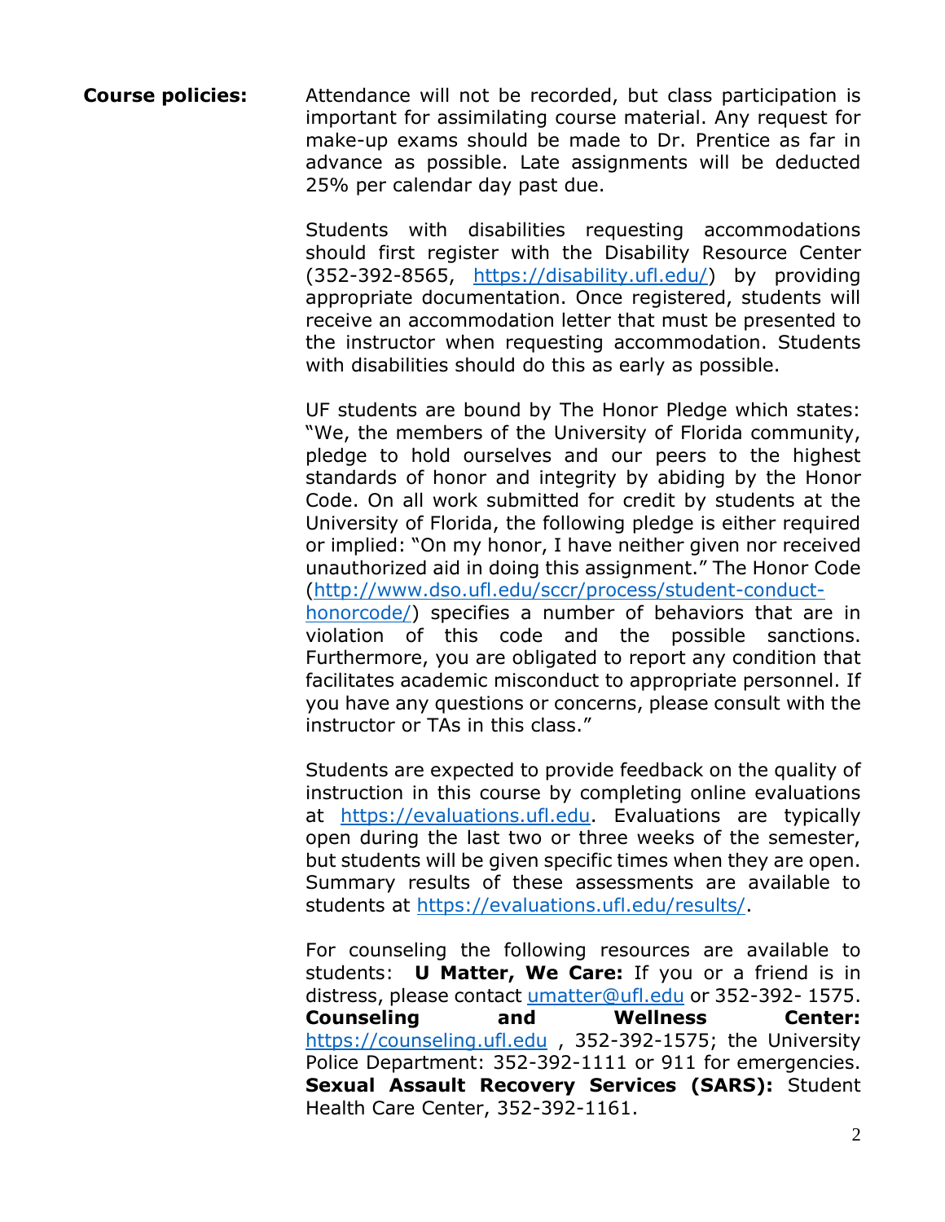**Course policies:** Attendance will not be recorded, but class participation is important for assimilating course material. Any request for make-up exams should be made to Dr. Prentice as far in advance as possible. Late assignments will be deducted 25% per calendar day past due.

Students with disabilities requesting accommodations should first register with the Disability Resource Center (352-392-8565, https://disability.ufl.edu/) by providing appropriate documentation. Once registered, students will receive an accommodation letter that must be presented to the instructor when requesting accommodation. Students with disabilities should do this as early as possible.

UF students are bound by The Honor Pledge which states: "We, the members of the University of Florida community, pledge to hold ourselves and our peers to the highest standards of honor and integrity by abiding by the Honor Code. On all work submitted for credit by students at the University of Florida, the following pledge is either required or implied: "On my honor, I have neither given nor received unauthorized aid in doing this assignment." The Honor Code (http://www.dso.ufl.edu/sccr/process/student-conduct-honorcode/) specifies a number of behaviors that are in violation of this code and the possible sanctions. Furthermore, you are obligated to report any condition that facilitates academic misconduct to appropriate personnel. If you have any questions or concerns, please consult with the instructor or TAs in this class."

Students are expected to provide feedback on the quality of instruction in this course by completing online evaluations at https://evaluations.ufl.edu. Evaluations are typically open during the last two or three weeks of the semester, but students will be given specific times when they are open. Summary results of these assessments are available to students at https://evaluations.ufl.edu/results/.

For counseling the following resources are available to students: **U Matter, We Care:** If you or a friend is in distress, please contact umatter@ufl.edu or 352-392- 1575. **Counseling and Wellness Center:** https://counseling.ufl.edu , 352-392-1575; the University Police Department: 352-392-1111 or 911 for emergencies. **Sexual Assault Recovery Services (SARS):** Student Health Care Center, 352-392-1161.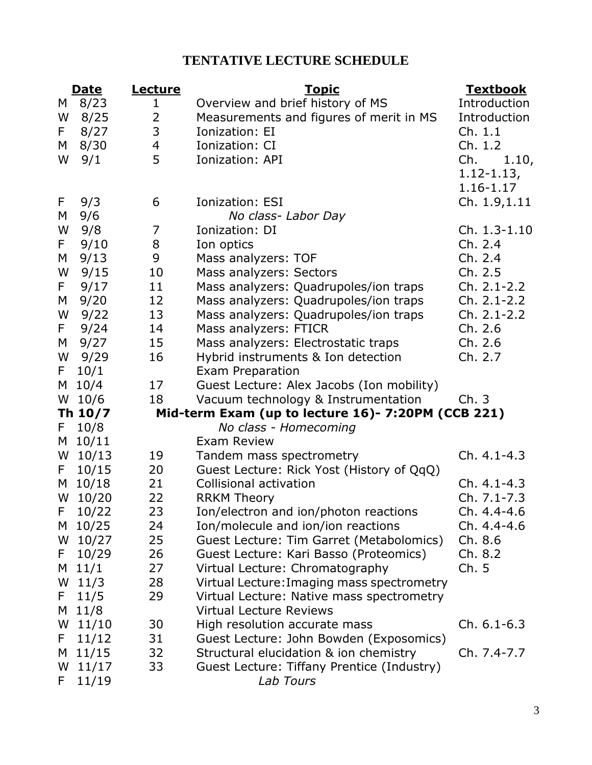# TENTATIVE LECTURE SCHEDULE

| Date | Lecture | Topic | Textbook |
|---|---|---|---|
| M 8/23 | 1 | Overview and brief history of MS | Introduction |
| W 8/25 | 2 | Measurements and figures of merit in MS | Introduction |
| F 8/27 | 3 | Ionization: EI | Ch. 1.1 |
| M 8/30 | 4 | Ionization: CI | Ch. 1.2 |
| W 9/1 | 5 | Ionization: API | Ch. 1.10, 1.12-1.13, 1.16-1.17 |
| F 9/3 | 6 | Ionization: ESI | Ch. 1.9,1.11 |
| M 9/6 | | *No class- Labor Day* | |
| W 9/8 | 7 | Ionization: DI | Ch. 1.3-1.10 |
| F 9/10 | 8 | Ion optics | Ch. 2.4 |
| M 9/13 | 9 | Mass analyzers: TOF | Ch. 2.4 |
| W 9/15 | 10 | Mass analyzers: Sectors | Ch. 2.5 |
| F 9/17 | 11 | Mass analyzers: Quadrupoles/ion traps | Ch. 2.1-2.2 |
| M 9/20 | 12 | Mass analyzers: Quadrupoles/ion traps | Ch. 2.1-2.2 |
| W 9/22 | 13 | Mass analyzers: Quadrupoles/ion traps | Ch. 2.1-2.2 |
| F 9/24 | 14 | Mass analyzers: FTICR | Ch. 2.6 |
| M 9/27 | 15 | Mass analyzers: Electrostatic traps | Ch. 2.6 |
| W 9/29 | 16 | Hybrid instruments & Ion detection | Ch. 2.7 |
| F 10/1 | | Exam Preparation | |
| M 10/4 | 17 | Guest Lecture: Alex Jacobs (Ion mobility) | |
| W 10/6 | 18 | Vacuum technology & Instrumentation | Ch. 3 |
| **Th 10/7** | | **Mid-term Exam (up to lecture 16)- 7:20PM (CCB 221)** | |
| F 10/8 | | *No class - Homecoming* | |
| M 10/11 | | Exam Review | |
| W 10/13 | 19 | Tandem mass spectrometry | Ch. 4.1-4.3 |
| F 10/15 | 20 | Guest Lecture: Rick Yost (History of QqQ) | |
| M 10/18 | 21 | Collisional activation | Ch. 4.1-4.3 |
| W 10/20 | 22 | RRKM Theory | Ch. 7.1-7.3 |
| F 10/22 | 23 | Ion/electron and ion/photon reactions | Ch. 4.4-4.6 |
| M 10/25 | 24 | Ion/molecule and ion/ion reactions | Ch. 4.4-4.6 |
| W 10/27 | 25 | Guest Lecture: Tim Garret (Metabolomics) | Ch. 8.6 |
| F 10/29 | 26 | Guest Lecture: Kari Basso (Proteomics) | Ch. 8.2 |
| M 11/1 | 27 | Virtual Lecture: Chromatography | Ch. 5 |
| W 11/3 | 28 | Virtual Lecture:Imaging mass spectrometry | |
| F 11/5 | 29 | Virtual Lecture: Native mass spectrometry | |
| M 11/8 | | Virtual Lecture Reviews | |
| W 11/10 | 30 | High resolution accurate mass | Ch. 6.1-6.3 |
| F 11/12 | 31 | Guest Lecture: John Bowden (Exposomics) | |
| M 11/15 | 32 | Structural elucidation & ion chemistry | Ch. 7.4-7.7 |
| W 11/17 | 33 | Guest Lecture: Tiffany Prentice (Industry) | |
| F 11/19 | | *Lab Tours* | |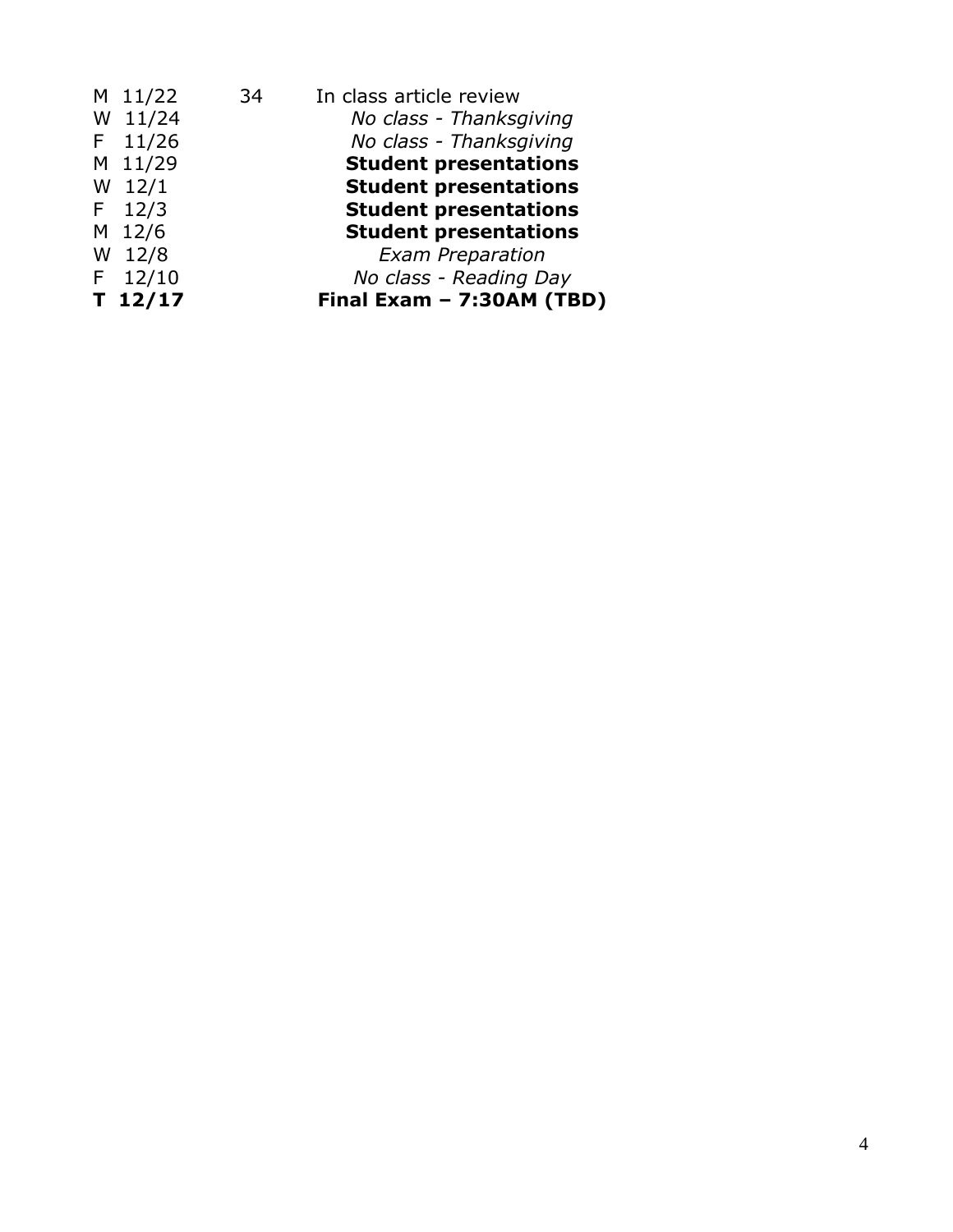| | | |
|---|---|---|
| M 11/22 | 34 | In class article review |
| W 11/24 | | *No class - Thanksgiving* |
| F 11/26 | | *No class - Thanksgiving* |
| M 11/29 | | **Student presentations** |
| W 12/1 | | **Student presentations** |
| F 12/3 | | **Student presentations** |
| M 12/6 | | **Student presentations** |
| W 12/8 | | *Exam Preparation* |
| F 12/10 | | *No class - Reading Day* |
| **T 12/17** | | **Final Exam – 7:30AM (TBD)** |